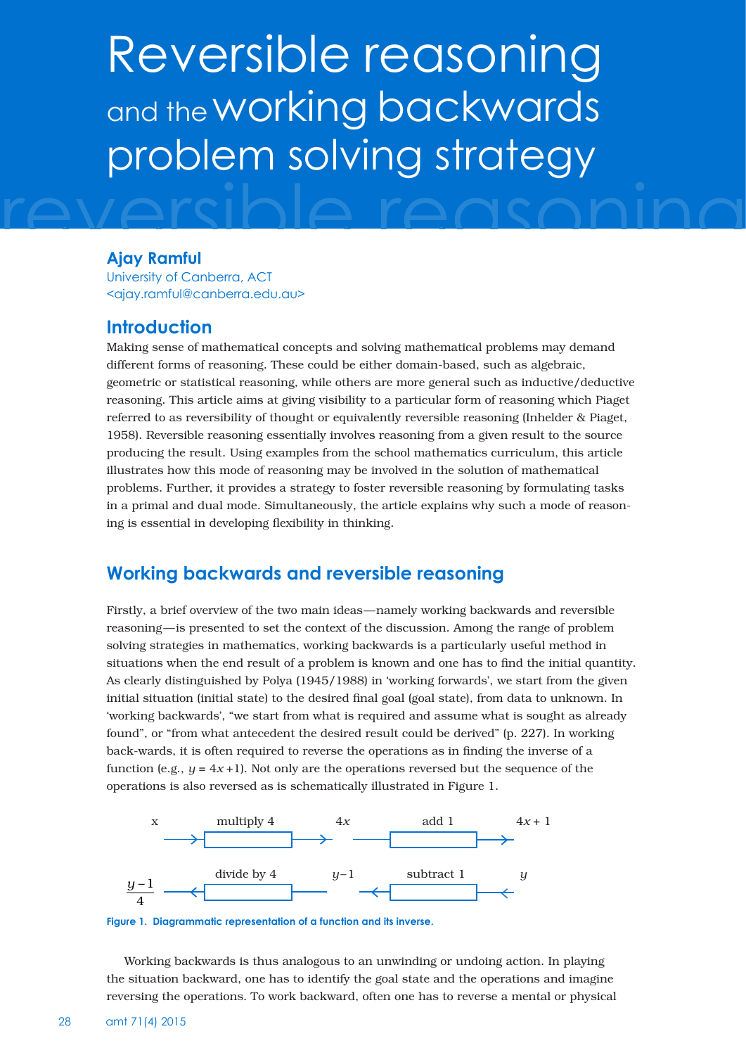# Reversible reasoning and the working backwards problem solving strategy

**Ajay Ramful**
University of Canberra, ACT
<ajay.ramful@canberra.edu.au>

## Introduction

Making sense of mathematical concepts and solving mathematical problems may demand different forms of reasoning. These could be either domain-based, such as algebraic, geometric or statistical reasoning, while others are more general such as inductive/deductive reasoning. This article aims at giving visibility to a particular form of reasoning which Piaget referred to as reversibility of thought or equivalently reversible reasoning (Inhelder & Piaget, 1958). Reversible reasoning essentially involves reasoning from a given result to the source producing the result. Using examples from the school mathematics curriculum, this article illustrates how this mode of reasoning may be involved in the solution of mathematical problems. Further, it provides a strategy to foster reversible reasoning by formulating tasks in a primal and dual mode. Simultaneously, the article explains why such a mode of reasoning is essential in developing flexibility in thinking.

## Working backwards and reversible reasoning

Firstly, a brief overview of the two main ideas—namely working backwards and reversible reasoning—is presented to set the context of the discussion. Among the range of problem solving strategies in mathematics, working backwards is a particularly useful method in situations when the end result of a problem is known and one has to find the initial quantity. As clearly distinguished by Polya (1945/1988) in 'working forwards', we start from the given initial situation (initial state) to the desired final goal (goal state), from data to unknown. In 'working backwards', "we start from what is required and assume what is sought as already found", or "from what antecedent the desired result could be derived" (p. 227). In working back-wards, it is often required to reverse the operations as in finding the inverse of a function (e.g., $y = 4x + 1$). Not only are the operations reversed but the sequence of the operations is also reversed as is schematically illustrated in Figure 1.

$$x \xrightarrow{\text{multiply 4}} 4x \xrightarrow{\text{add 1}} 4x + 1$$

$$\frac{y-1}{4} \xleftarrow{\text{divide by 4}} y-1 \xleftarrow{\text{subtract 1}} y$$

Figure 1. Diagrammatic representation of a function and its inverse.

Working backwards is thus analogous to an unwinding or undoing action. In playing the situation backward, one has to identify the goal state and the operations and imagine reversing the operations. To work backward, often one has to reverse a mental or physical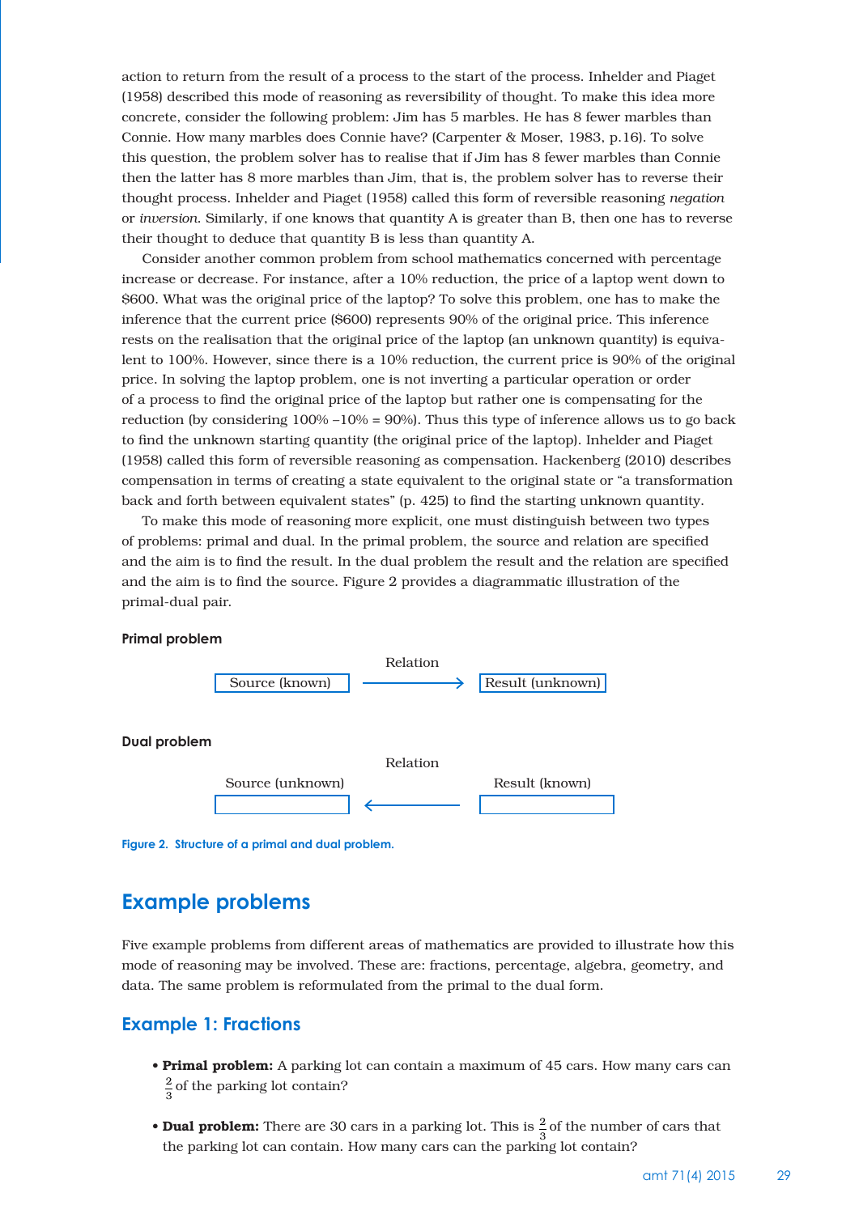action to return from the result of a process to the start of the process. Inhelder and Piaget (1958) described this mode of reasoning as reversibility of thought. To make this idea more concrete, consider the following problem: Jim has 5 marbles. He has 8 fewer marbles than Connie. How many marbles does Connie have? (Carpenter & Moser, 1983, p.16). To solve this question, the problem solver has to realise that if Jim has 8 fewer marbles than Connie then the latter has 8 more marbles than Jim, that is, the problem solver has to reverse their thought process. Inhelder and Piaget (1958) called this form of reversible reasoning *negation* or *inversion*. Similarly, if one knows that quantity A is greater than B, then one has to reverse their thought to deduce that quantity B is less than quantity A.

Consider another common problem from school mathematics concerned with percentage increase or decrease. For instance, after a 10% reduction, the price of a laptop went down to $600. What was the original price of the laptop? To solve this problem, one has to make the inference that the current price ($600) represents 90% of the original price. This inference rests on the realisation that the original price of the laptop (an unknown quantity) is equivalent to 100%. However, since there is a 10% reduction, the current price is 90% of the original price. In solving the laptop problem, one is not inverting a particular operation or order of a process to find the original price of the laptop but rather one is compensating for the reduction (by considering 100% –10% = 90%). Thus this type of inference allows us to go back to find the unknown starting quantity (the original price of the laptop). Inhelder and Piaget (1958) called this form of reversible reasoning as compensation. Hackenberg (2010) describes compensation in terms of creating a state equivalent to the original state or "a transformation back and forth between equivalent states" (p. 425) to find the starting unknown quantity.

To make this mode of reasoning more explicit, one must distinguish between two types of problems: primal and dual. In the primal problem, the source and relation are specified and the aim is to find the result. In the dual problem the result and the relation are specified and the aim is to find the source. Figure 2 provides a diagrammatic illustration of the primal-dual pair.

**Primal problem**

Source (known) —Relation→ Result (unknown)

**Dual problem**

Source (unknown) ←Relation— Result (known)

Figure 2. Structure of a primal and dual problem.

## Example problems

Five example problems from different areas of mathematics are provided to illustrate how this mode of reasoning may be involved. These are: fractions, percentage, algebra, geometry, and data. The same problem is reformulated from the primal to the dual form.

### Example 1: Fractions

- **Primal problem:** A parking lot can contain a maximum of 45 cars. How many cars can $\frac{2}{3}$ of the parking lot contain?
- **Dual problem:** There are 30 cars in a parking lot. This is $\frac{2}{3}$ of the number of cars that the parking lot can contain. How many cars can the parking lot contain?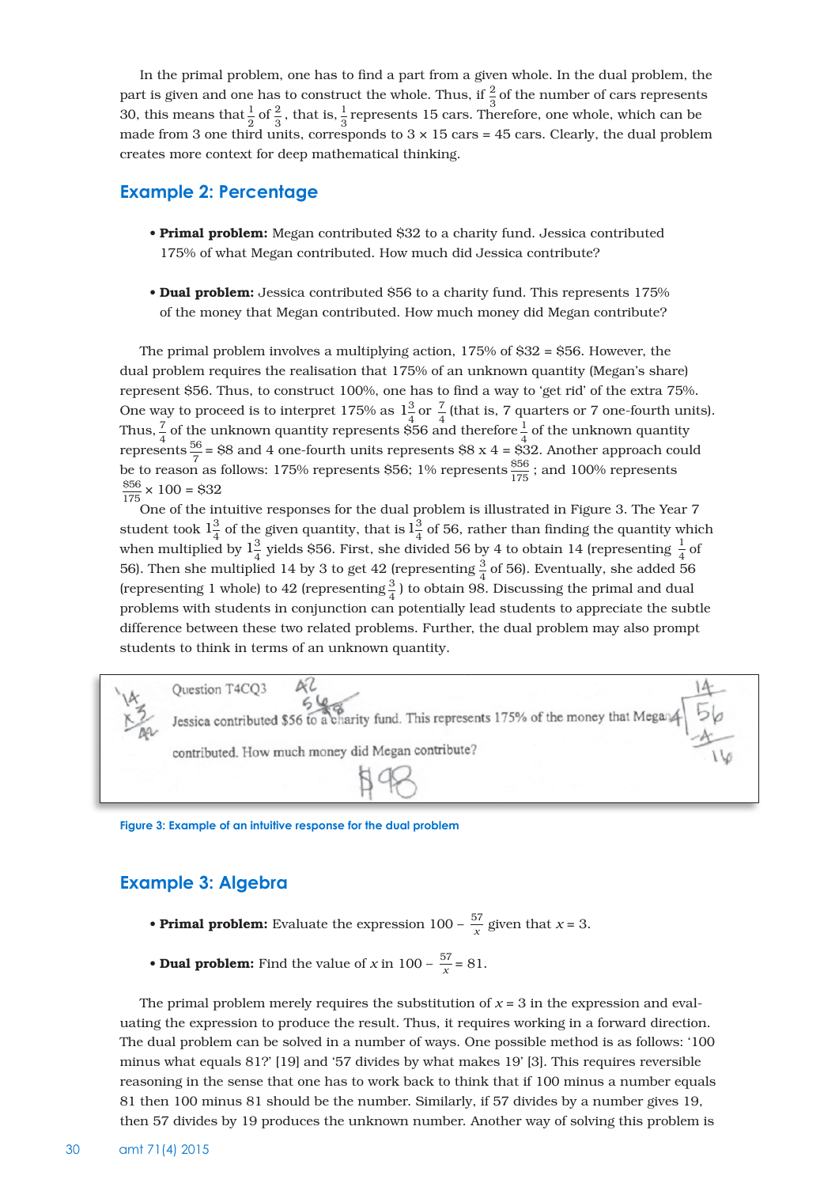In the primal problem, one has to find a part from a given whole. In the dual problem, the part is given and one has to construct the whole. Thus, if $\frac{2}{3}$ of the number of cars represents 30, this means that $\frac{1}{2}$ of $\frac{2}{3}$, that is, $\frac{1}{3}$ represents 15 cars. Therefore, one whole, which can be made from 3 one third units, corresponds to 3 × 15 cars = 45 cars. Clearly, the dual problem creates more context for deep mathematical thinking.

## Example 2: Percentage

- **Primal problem:** Megan contributed $32 to a charity fund. Jessica contributed 175% of what Megan contributed. How much did Jessica contribute?

- **Dual problem:** Jessica contributed $56 to a charity fund. This represents 175% of the money that Megan contributed. How much money did Megan contribute?

The primal problem involves a multiplying action, 175% of $32 = $56. However, the dual problem requires the realisation that 175% of an unknown quantity (Megan's share) represent $56. Thus, to construct 100%, one has to find a way to 'get rid' of the extra 75%. One way to proceed is to interpret 175% as $1\frac{3}{4}$ or $\frac{7}{4}$ (that is, 7 quarters or 7 one-fourth units). Thus, $\frac{7}{4}$ of the unknown quantity represents $56 and therefore $\frac{1}{4}$ of the unknown quantity represents $\frac{56}{7}$ = $8 and 4 one-fourth units represents $8 x 4 = $32. Another approach could be to reason as follows: 175% represents $56; 1% represents $\frac{\$56}{175}$; and 100% represents $\frac{\$56}{175}$ × 100 = $32

One of the intuitive responses for the dual problem is illustrated in Figure 3. The Year 7 student took $1\frac{3}{4}$ of the given quantity, that is $1\frac{3}{4}$ of 56, rather than finding the quantity which when multiplied by $1\frac{3}{4}$ yields $56. First, she divided 56 by 4 to obtain 14 (representing $\frac{1}{4}$ of 56). Then she multiplied 14 by 3 to get 42 (representing $\frac{3}{4}$ of 56). Eventually, she added 56 (representing 1 whole) to 42 (representing $\frac{3}{4}$) to obtain 98. Discussing the primal and dual problems with students in conjunction can potentially lead students to appreciate the subtle difference between these two related problems. Further, the dual problem may also prompt students to think in terms of an unknown quantity.

Question T4CQ3

Jessica contributed $56 to a charity fund. This represents 175% of the money that Megan contributed. How much money did Megan contribute?

Figure 3: Example of an intuitive response for the dual problem

## Example 3: Algebra

- **Primal problem:** Evaluate the expression $100 - \frac{57}{x}$ given that $x = 3$.

- **Dual problem:** Find the value of $x$ in $100 - \frac{57}{x} = 81$.

The primal problem merely requires the substitution of $x = 3$ in the expression and evaluating the expression to produce the result. Thus, it requires working in a forward direction. The dual problem can be solved in a number of ways. One possible method is as follows: '100 minus what equals 81?' [19] and '57 divides by what makes 19' [3]. This requires reversible reasoning in the sense that one has to work back to think that if 100 minus a number equals 81 then 100 minus 81 should be the number. Similarly, if 57 divides by a number gives 19, then 57 divides by 19 produces the unknown number. Another way of solving this problem is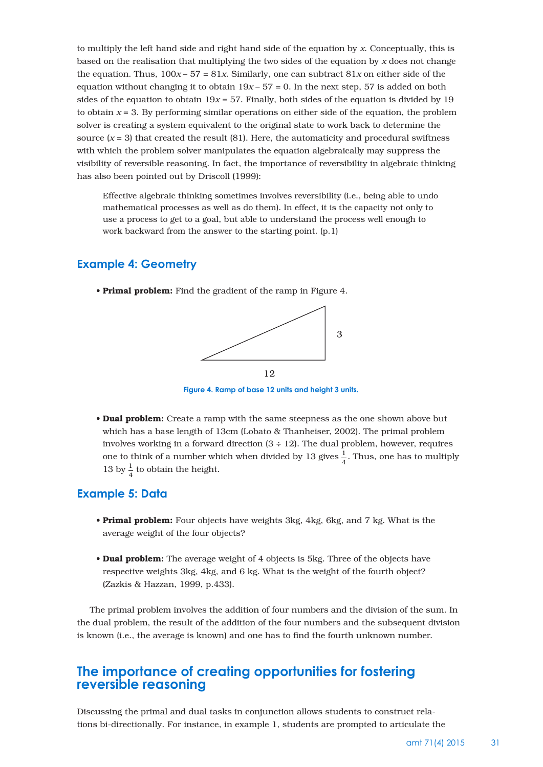to multiply the left hand side and right hand side of the equation by $x$. Conceptually, this is based on the realisation that multiplying the two sides of the equation by $x$ does not change the equation. Thus, $100x - 57 = 81x$. Similarly, one can subtract $81x$ on either side of the equation without changing it to obtain $19x - 57 = 0$. In the next step, 57 is added on both sides of the equation to obtain $19x = 57$. Finally, both sides of the equation is divided by 19 to obtain $x = 3$. By performing similar operations on either side of the equation, the problem solver is creating a system equivalent to the original state to work back to determine the source ($x = 3$) that created the result (81). Here, the automaticity and procedural swiftness with which the problem solver manipulates the equation algebraically may suppress the visibility of reversible reasoning. In fact, the importance of reversibility in algebraic thinking has also been pointed out by Driscoll (1999):

> Effective algebraic thinking sometimes involves reversibility (i.e., being able to undo mathematical processes as well as do them). In effect, it is the capacity not only to use a process to get to a goal, but able to understand the process well enough to work backward from the answer to the starting point. (p.1)

## Example 4: Geometry

- **Primal problem:** Find the gradient of the ramp in Figure 4.

Figure 4. Ramp of base 12 units and height 3 units.

- **Dual problem:** Create a ramp with the same steepness as the one shown above but which has a base length of 13cm (Lobato & Thanheiser, 2002). The primal problem involves working in a forward direction ($3 \div 12$). The dual problem, however, requires one to think of a number which when divided by 13 gives $\frac{1}{4}$. Thus, one has to multiply 13 by $\frac{1}{4}$ to obtain the height.

## Example 5: Data

- **Primal problem:** Four objects have weights 3kg, 4kg, 6kg, and 7 kg. What is the average weight of the four objects?

- **Dual problem:** The average weight of 4 objects is 5kg. Three of the objects have respective weights 3kg, 4kg, and 6 kg. What is the weight of the fourth object? (Zazkis & Hazzan, 1999, p.433).

The primal problem involves the addition of four numbers and the division of the sum. In the dual problem, the result of the addition of the four numbers and the subsequent division is known (i.e., the average is known) and one has to find the fourth unknown number.

## The importance of creating opportunities for fostering reversible reasoning

Discussing the primal and dual tasks in conjunction allows students to construct relations bi-directionally. For instance, in example 1, students are prompted to articulate the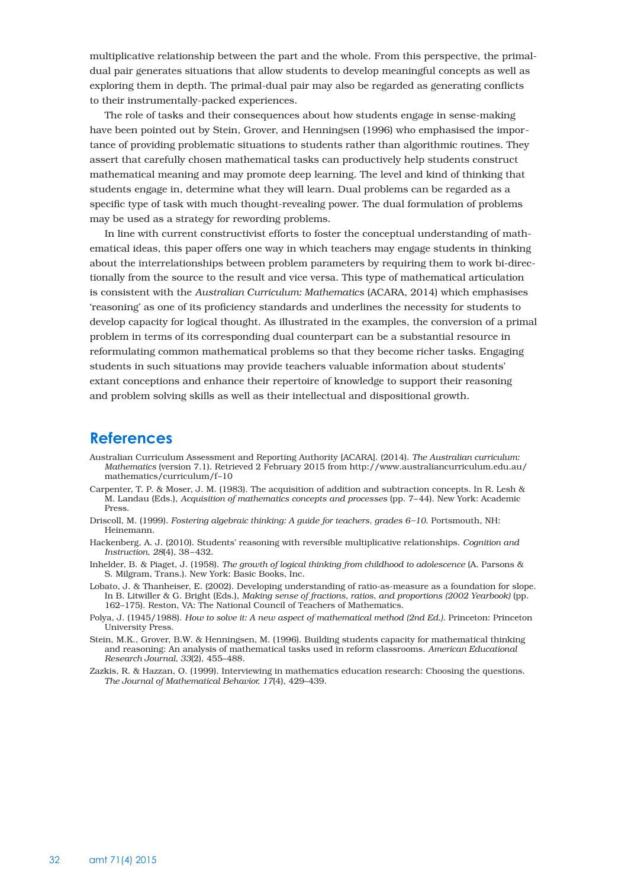multiplicative relationship between the part and the whole. From this perspective, the primal-dual pair generates situations that allow students to develop meaningful concepts as well as exploring them in depth. The primal-dual pair may also be regarded as generating conflicts to their instrumentally-packed experiences.

The role of tasks and their consequences about how students engage in sense-making have been pointed out by Stein, Grover, and Henningsen (1996) who emphasised the importance of providing problematic situations to students rather than algorithmic routines. They assert that carefully chosen mathematical tasks can productively help students construct mathematical meaning and may promote deep learning. The level and kind of thinking that students engage in, determine what they will learn. Dual problems can be regarded as a specific type of task with much thought-revealing power. The dual formulation of problems may be used as a strategy for rewording problems.

In line with current constructivist efforts to foster the conceptual understanding of mathematical ideas, this paper offers one way in which teachers may engage students in thinking about the interrelationships between problem parameters by requiring them to work bi-directionally from the source to the result and vice versa. This type of mathematical articulation is consistent with the *Australian Curriculum: Mathematics* (ACARA, 2014) which emphasises 'reasoning' as one of its proficiency standards and underlines the necessity for students to develop capacity for logical thought. As illustrated in the examples, the conversion of a primal problem in terms of its corresponding dual counterpart can be a substantial resource in reformulating common mathematical problems so that they become richer tasks. Engaging students in such situations may provide teachers valuable information about students' extant conceptions and enhance their repertoire of knowledge to support their reasoning and problem solving skills as well as their intellectual and dispositional growth.

## References

Australian Curriculum Assessment and Reporting Authority [ACARA]. (2014). *The Australian curriculum: Mathematics* (version 7.1). Retrieved 2 February 2015 from http://www.australiancurriculum.edu.au/mathematics/curriculum/f–10

Carpenter, T. P. & Moser, J. M. (1983). The acquisition of addition and subtraction concepts. In R. Lesh & M. Landau (Eds.), *Acquisition of mathematics concepts and processes* (pp. 7–44). New York: Academic Press.

Driscoll, M. (1999). *Fostering algebraic thinking: A guide for teachers, grades 6–10.* Portsmouth, NH: Heinemann.

Hackenberg, A. J. (2010). Students' reasoning with reversible multiplicative relationships. *Cognition and Instruction, 28*(4), 38–432.

Inhelder, B. & Piaget, J. (1958). *The growth of logical thinking from childhood to adolescence* (A. Parsons & S. Milgram, Trans.). New York: Basic Books, Inc.

Lobato, J. & Thanheiser, E. (2002). Developing understanding of ratio-as-measure as a foundation for slope. In B. Litwiller & G. Bright (Eds.), *Making sense of fractions, ratios, and proportions (2002 Yearbook)* (pp. 162–175). Reston, VA: The National Council of Teachers of Mathematics.

Polya, J. (1945/1988). *How to solve it: A new aspect of mathematical method (2nd Ed.).* Princeton: Princeton University Press.

Stein, M.K., Grover, B.W. & Henningsen, M. (1996). Building students capacity for mathematical thinking and reasoning: An analysis of mathematical tasks used in reform classrooms. *American Educational Research Journal, 33*(2), 455–488.

Zazkis, R. & Hazzan, O. (1999). Interviewing in mathematics education research: Choosing the questions. *The Journal of Mathematical Behavior, 17*(4), 429–439.